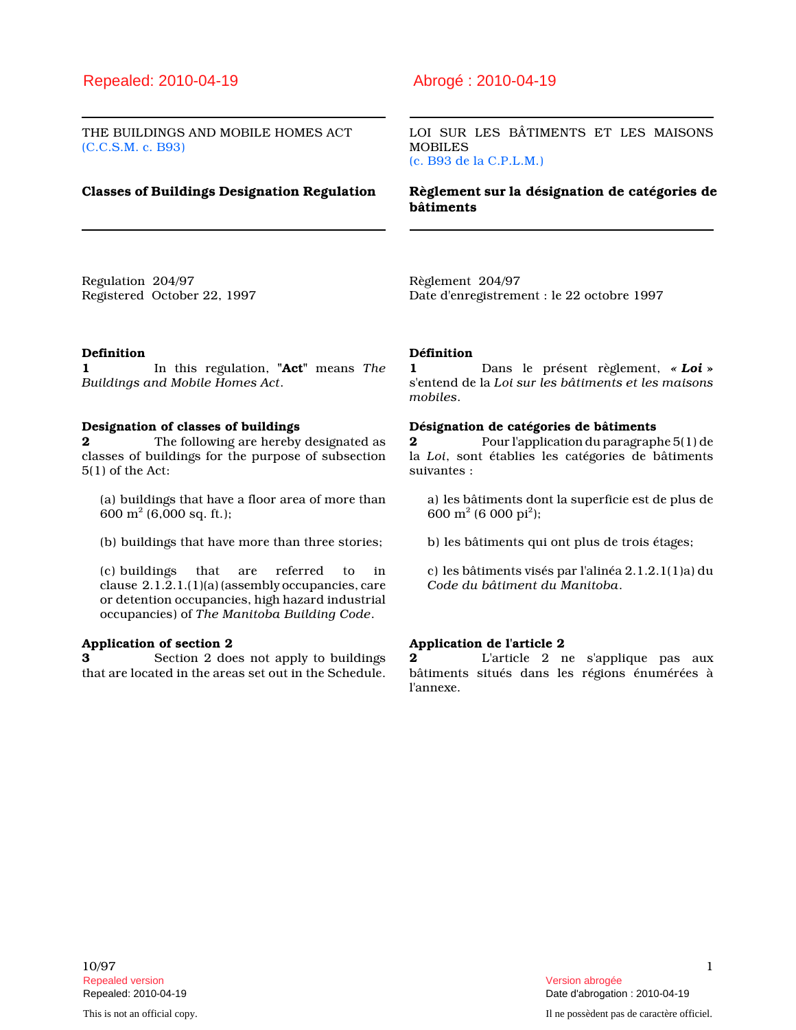Repealed: 2010-04-19

THE BUILDINGS AND MOBILE HOMES ACT
(C.C.S.M. c. B93)

## Classes of Buildings Designation Regulation

Regulation 204/97
Registered October 22, 1997

**Definition**
**1** In this regulation, "**Act**" means *The Buildings and Mobile Homes Act*.

**Designation of classes of buildings**
**2** The following are hereby designated as classes of buildings for the purpose of subsection 5(1) of the Act:

(a) buildings that have a floor area of more than 600 $m^2$ (6,000 sq. ft.);

(b) buildings that have more than three stories;

(c) buildings that are referred to in clause 2.1.2.1.(1)(a) (assembly occupancies, care or detention occupancies, high hazard industrial occupancies) of *The Manitoba Building Code*.

**Application of section 2**
**3** Section 2 does not apply to buildings that are located in the areas set out in the Schedule.

Abrogé : 2010-04-19

LOI SUR LES BÂTIMENTS ET LES MAISONS MOBILES
(c. B93 de la C.P.L.M.)

## Règlement sur la désignation de catégories de bâtiments

Règlement 204/97
Date d'enregistrement : le 22 octobre 1997

**Définition**
**1** Dans le présent règlement, ***« Loi »*** s'entend de la *Loi sur les bâtiments et les maisons mobiles*.

**Désignation de catégories de bâtiments**
**2** Pour l'application du paragraphe 5(1) de la *Loi*, sont établies les catégories de bâtiments suivantes :

a) les bâtiments dont la superficie est de plus de 600 $m^2$ (6 000 $pi^2$);

b) les bâtiments qui ont plus de trois étages;

c) les bâtiments visés par l'alinéa 2.1.2.1(1)a) du *Code du bâtiment du Manitoba*.

**Application de l'article 2**
**2** L'article 2 ne s'applique pas aux bâtiments situés dans les régions énumérées à l'annexe.

10/97

Repealed version
Repealed: 2010-04-19

Version abrogée
Date d'abrogation : 2010-04-19

This is not an official copy.

Il ne possèdent pas de caractère officiel.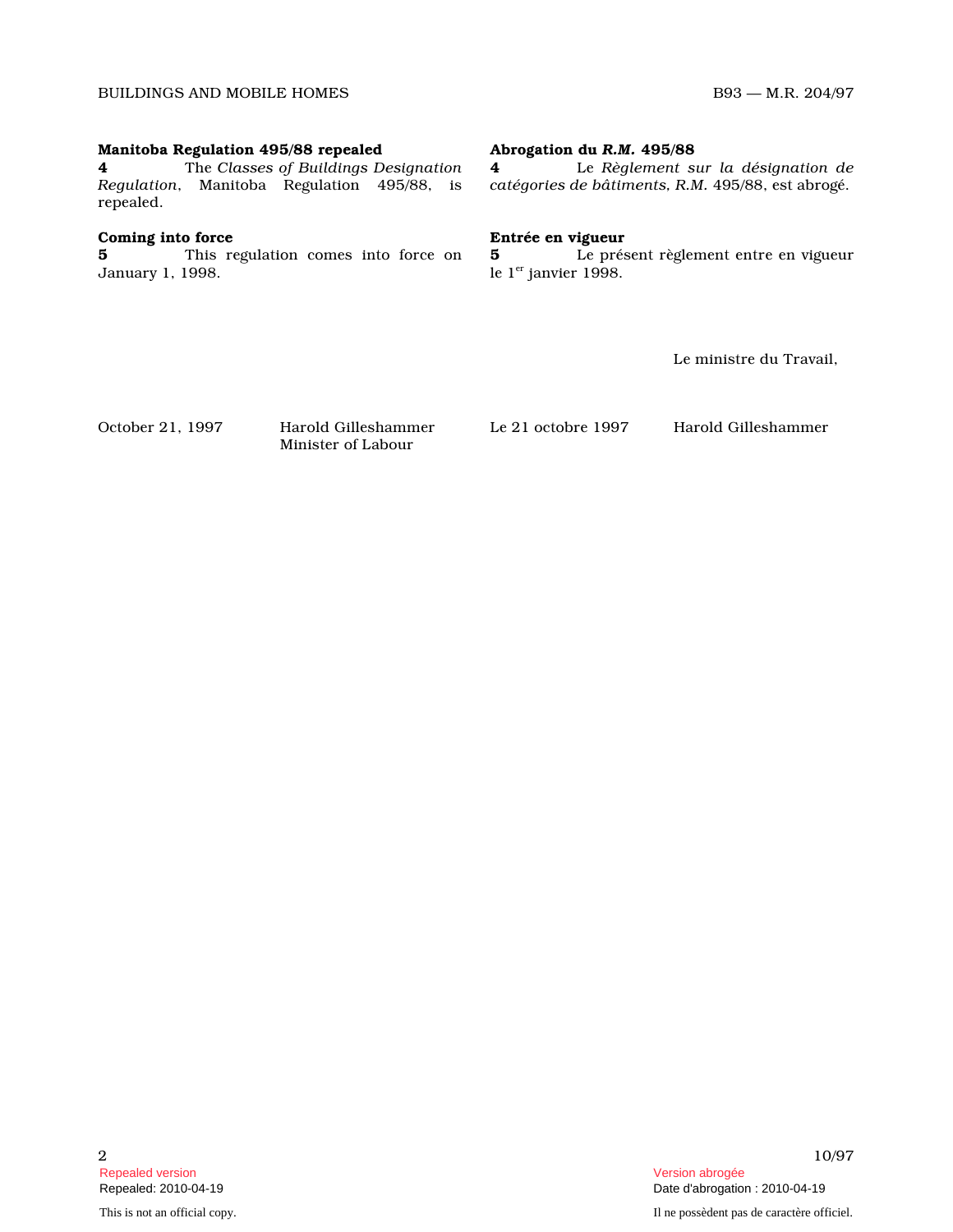**Manitoba Regulation 495/88 repealed**

**4** The *Classes of Buildings Designation Regulation*, Manitoba Regulation 495/88, is repealed.

**Coming into force**

**5** This regulation comes into force on January 1, 1998.

October 21, 1997

Harold Gilleshammer
Minister of Labour

**Abrogation du *R.M.* 495/88**

**4** Le *Règlement sur la désignation de catégories de bâtiments, R.M.* 495/88, est abrogé.

**Entrée en vigueur**

**5** Le présent règlement entre en vigueur le 1er janvier 1998.

Le 21 octobre 1997

Le ministre du Travail,

Harold Gilleshammer

Repealed version
Repealed: 2010-04-19

This is not an official copy.

Version abrogée
Date d'abrogation : 2010-04-19

Il ne possèdent pas de caractère officiel.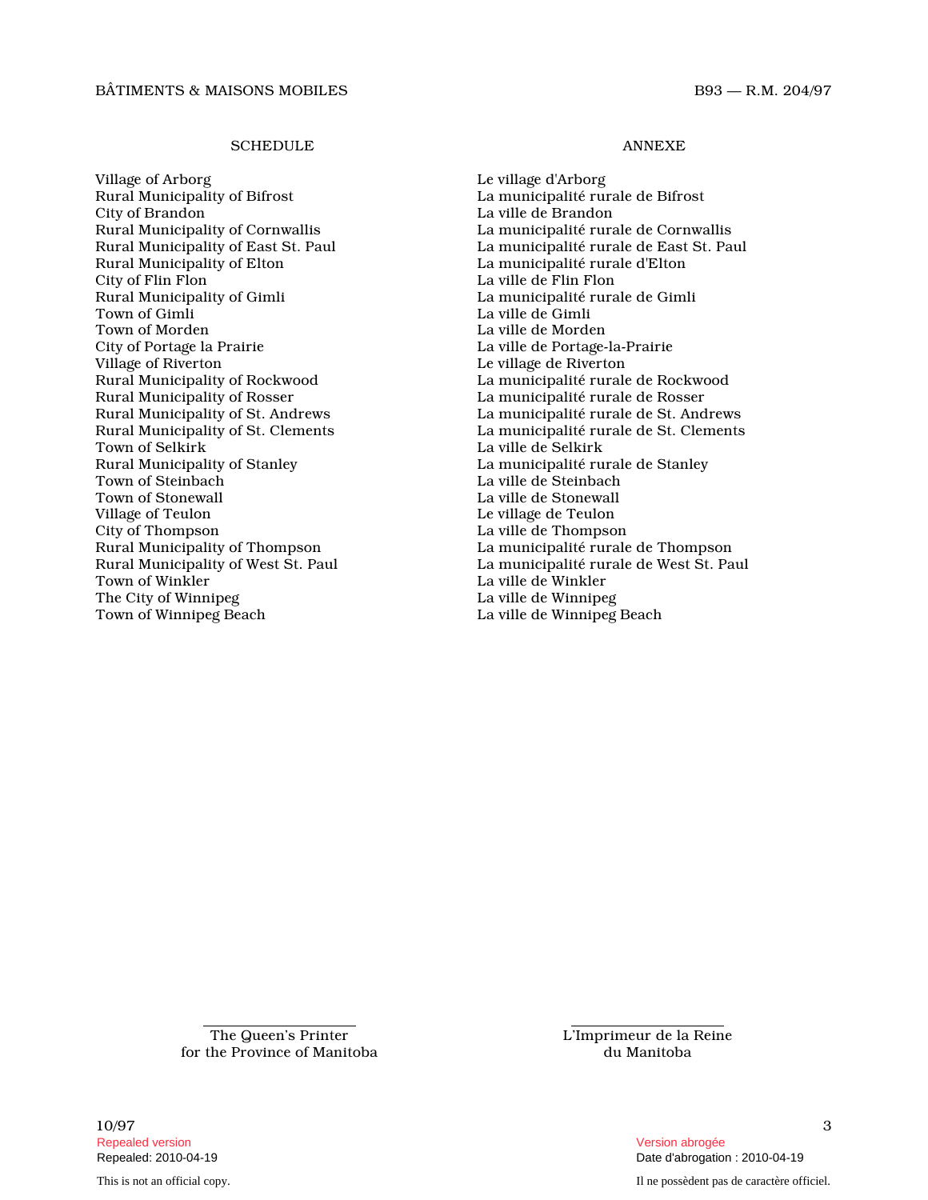## SCHEDULE

Village of Arborg
Rural Municipality of Bifrost
City of Brandon
Rural Municipality of Cornwallis
Rural Municipality of East St. Paul
Rural Municipality of Elton
City of Flin Flon
Rural Municipality of Gimli
Town of Gimli
Town of Morden
City of Portage la Prairie
Village of Riverton
Rural Municipality of Rockwood
Rural Municipality of Rosser
Rural Municipality of St. Andrews
Rural Municipality of St. Clements
Town of Selkirk
Rural Municipality of Stanley
Town of Steinbach
Town of Stonewall
Village of Teulon
City of Thompson
Rural Municipality of Thompson
Rural Municipality of West St. Paul
Town of Winkler
The City of Winnipeg
Town of Winnipeg Beach

## ANNEXE

Le village d'Arborg
La municipalité rurale de Bifrost
La ville de Brandon
La municipalité rurale de Cornwallis
La municipalité rurale de East St. Paul
La municipalité rurale d'Elton
La ville de Flin Flon
La municipalité rurale de Gimli
La ville de Gimli
La ville de Morden
La ville de Portage-la-Prairie
Le village de Riverton
La municipalité rurale de Rockwood
La municipalité rurale de Rosser
La municipalité rurale de St. Andrews
La municipalité rurale de St. Clements
La ville de Selkirk
La municipalité rurale de Stanley
La ville de Steinbach
La ville de Stonewall
Le village de Teulon
La ville de Thompson
La municipalité rurale de Thompson
La municipalité rurale de West St. Paul
La ville de Winkler
La ville de Winnipeg
La ville de Winnipeg Beach

The Queen's Printer
for the Province of Manitoba

L'Imprimeur de la Reine
du Manitoba

10/97

Repealed version
Repealed: 2010-04-19

Version abrogée
Date d'abrogation : 2010-04-19

This is not an official copy.

Il ne possèdent pas de caractère officiel.